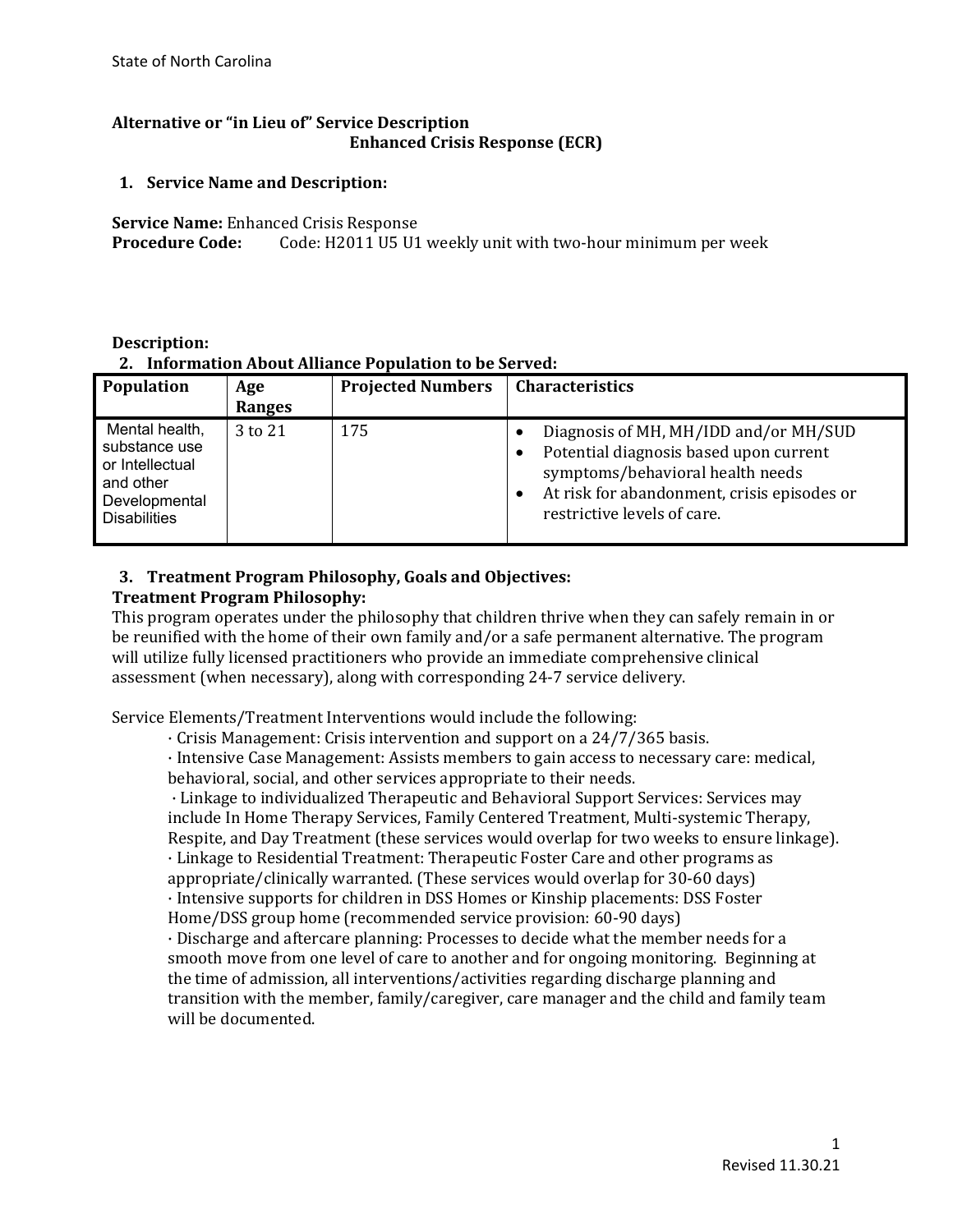State of North Carolina

# Alternative or "in Lieu of" Service Description
## Enhanced Crisis Response (ECR)

### 1. Service Name and Description:

**Service Name:** Enhanced Crisis Response
**Procedure Code:** Code: H2011 U5 U1 weekly unit with two-hour minimum per week

**Description:**

### 2. Information About Alliance Population to be Served:

| Population | Age Ranges | Projected Numbers | Characteristics |
|---|---|---|---|
| Mental health, substance use or Intellectual and other Developmental Disabilities | 3 to 21 | 175 | • Diagnosis of MH, MH/IDD and/or MH/SUD<br>• Potential diagnosis based upon current symptoms/behavioral health needs<br>• At risk for abandonment, crisis episodes or restrictive levels of care. |

### 3. Treatment Program Philosophy, Goals and Objectives:

**Treatment Program Philosophy:**

This program operates under the philosophy that children thrive when they can safely remain in or be reunified with the home of their own family and/or a safe permanent alternative. The program will utilize fully licensed practitioners who provide an immediate comprehensive clinical assessment (when necessary), along with corresponding 24-7 service delivery.

Service Elements/Treatment Interventions would include the following:

- Crisis Management: Crisis intervention and support on a 24/7/365 basis.
- Intensive Case Management: Assists members to gain access to necessary care: medical, behavioral, social, and other services appropriate to their needs.
- Linkage to individualized Therapeutic and Behavioral Support Services: Services may include In Home Therapy Services, Family Centered Treatment, Multi-systemic Therapy, Respite, and Day Treatment (these services would overlap for two weeks to ensure linkage).
- Linkage to Residential Treatment: Therapeutic Foster Care and other programs as appropriate/clinically warranted. (These services would overlap for 30-60 days)
- Intensive supports for children in DSS Homes or Kinship placements: DSS Foster Home/DSS group home (recommended service provision: 60-90 days)
- Discharge and aftercare planning: Processes to decide what the member needs for a smooth move from one level of care to another and for ongoing monitoring. Beginning at the time of admission, all interventions/activities regarding discharge planning and transition with the member, family/caregiver, care manager and the child and family team will be documented.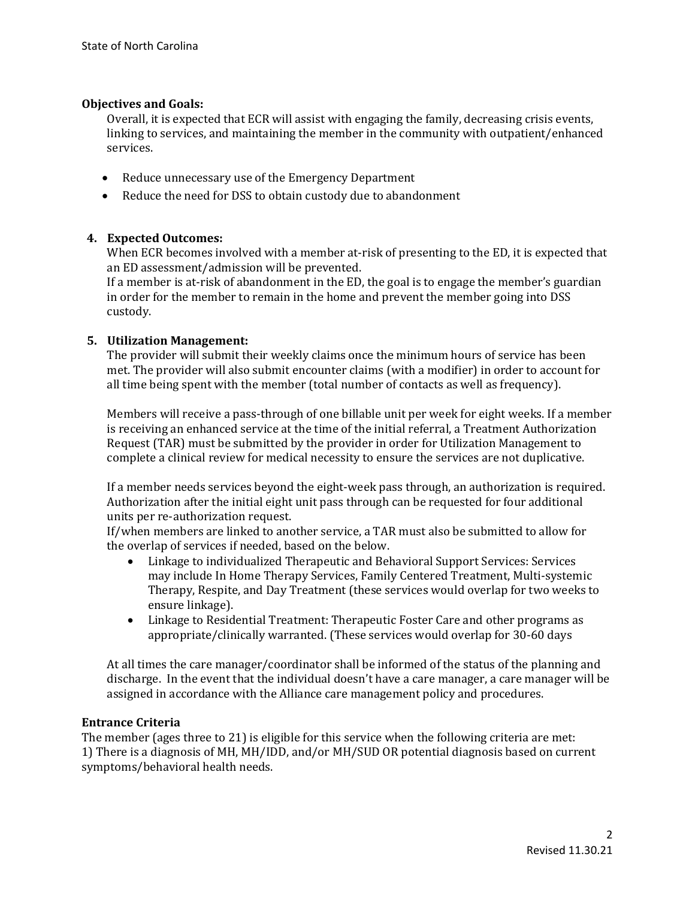**Objectives and Goals:**

Overall, it is expected that ECR will assist with engaging the family, decreasing crisis events, linking to services, and maintaining the member in the community with outpatient/enhanced services.

- Reduce unnecessary use of the Emergency Department
- Reduce the need for DSS to obtain custody due to abandonment

**4. Expected Outcomes:**

When ECR becomes involved with a member at-risk of presenting to the ED, it is expected that an ED assessment/admission will be prevented.

If a member is at-risk of abandonment in the ED, the goal is to engage the member's guardian in order for the member to remain in the home and prevent the member going into DSS custody.

**5. Utilization Management:**

The provider will submit their weekly claims once the minimum hours of service has been met. The provider will also submit encounter claims (with a modifier) in order to account for all time being spent with the member (total number of contacts as well as frequency).

Members will receive a pass-through of one billable unit per week for eight weeks. If a member is receiving an enhanced service at the time of the initial referral, a Treatment Authorization Request (TAR) must be submitted by the provider in order for Utilization Management to complete a clinical review for medical necessity to ensure the services are not duplicative.

If a member needs services beyond the eight-week pass through, an authorization is required. Authorization after the initial eight unit pass through can be requested for four additional units per re-authorization request.

If/when members are linked to another service, a TAR must also be submitted to allow for the overlap of services if needed, based on the below.

- Linkage to individualized Therapeutic and Behavioral Support Services: Services may include In Home Therapy Services, Family Centered Treatment, Multi-systemic Therapy, Respite, and Day Treatment (these services would overlap for two weeks to ensure linkage).
- Linkage to Residential Treatment: Therapeutic Foster Care and other programs as appropriate/clinically warranted. (These services would overlap for 30-60 days

At all times the care manager/coordinator shall be informed of the status of the planning and discharge. In the event that the individual doesn't have a care manager, a care manager will be assigned in accordance with the Alliance care management policy and procedures.

**Entrance Criteria**

The member (ages three to 21) is eligible for this service when the following criteria are met:
1) There is a diagnosis of MH, MH/IDD, and/or MH/SUD OR potential diagnosis based on current symptoms/behavioral health needs.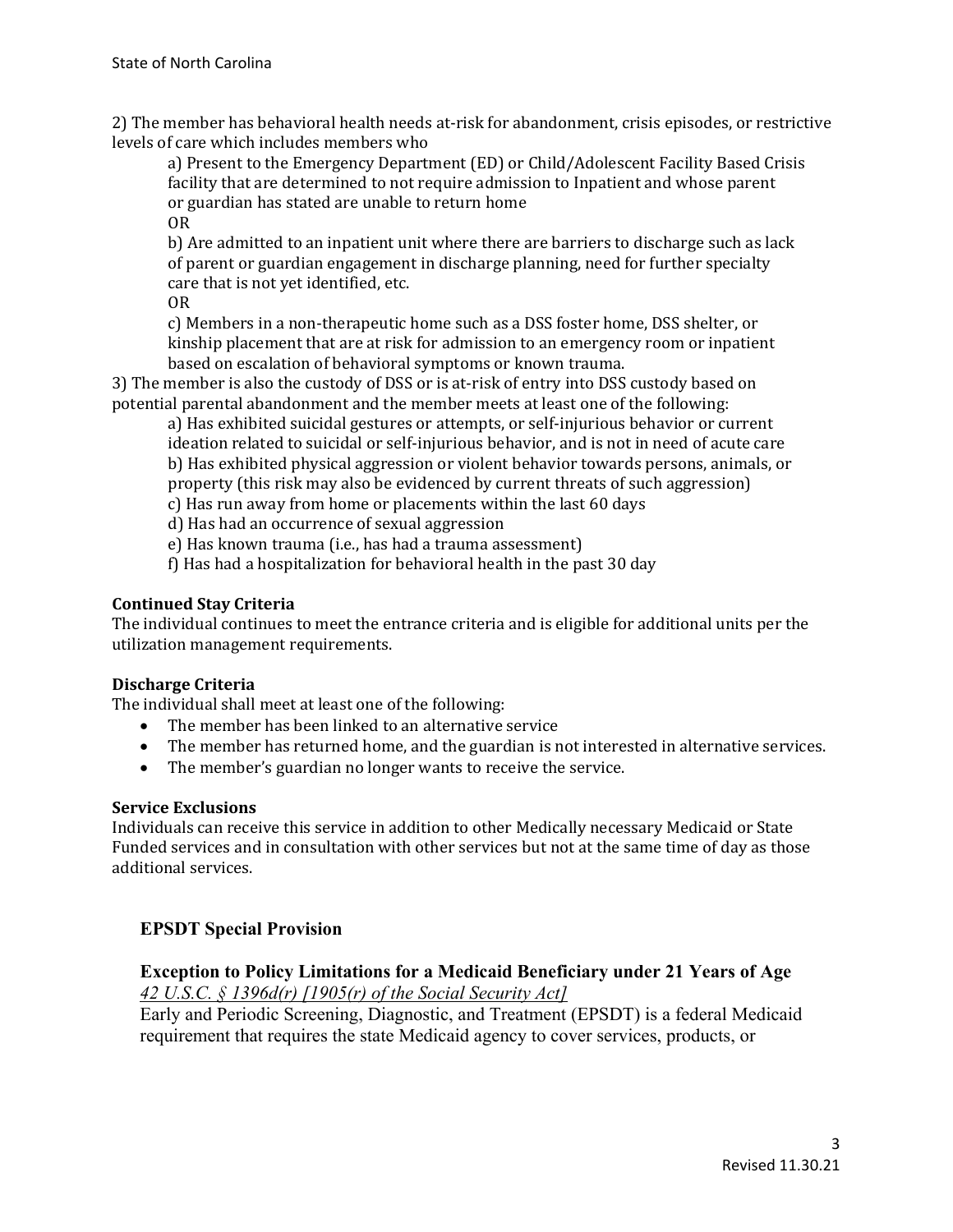2) The member has behavioral health needs at-risk for abandonment, crisis episodes, or restrictive levels of care which includes members who

a) Present to the Emergency Department (ED) or Child/Adolescent Facility Based Crisis facility that are determined to not require admission to Inpatient and whose parent or guardian has stated are unable to return home

OR

b) Are admitted to an inpatient unit where there are barriers to discharge such as lack of parent or guardian engagement in discharge planning, need for further specialty care that is not yet identified, etc.

OR

c) Members in a non-therapeutic home such as a DSS foster home, DSS shelter, or kinship placement that are at risk for admission to an emergency room or inpatient based on escalation of behavioral symptoms or known trauma.

3) The member is also the custody of DSS or is at-risk of entry into DSS custody based on potential parental abandonment and the member meets at least one of the following:

a) Has exhibited suicidal gestures or attempts, or self-injurious behavior or current ideation related to suicidal or self-injurious behavior, and is not in need of acute care
b) Has exhibited physical aggression or violent behavior towards persons, animals, or property (this risk may also be evidenced by current threats of such aggression)
c) Has run away from home or placements within the last 60 days
d) Has had an occurrence of sexual aggression
e) Has known trauma (i.e., has had a trauma assessment)
f) Has had a hospitalization for behavioral health in the past 30 day

**Continued Stay Criteria**
The individual continues to meet the entrance criteria and is eligible for additional units per the utilization management requirements.

**Discharge Criteria**
The individual shall meet at least one of the following:

- The member has been linked to an alternative service
- The member has returned home, and the guardian is not interested in alternative services.
- The member's guardian no longer wants to receive the service.

**Service Exclusions**
Individuals can receive this service in addition to other Medically necessary Medicaid or State Funded services and in consultation with other services but not at the same time of day as those additional services.

### EPSDT Special Provision

**Exception to Policy Limitations for a Medicaid Beneficiary under 21 Years of Age**
*42 U.S.C. § 1396d(r) [1905(r) of the Social Security Act]*
Early and Periodic Screening, Diagnostic, and Treatment (EPSDT) is a federal Medicaid requirement that requires the state Medicaid agency to cover services, products, or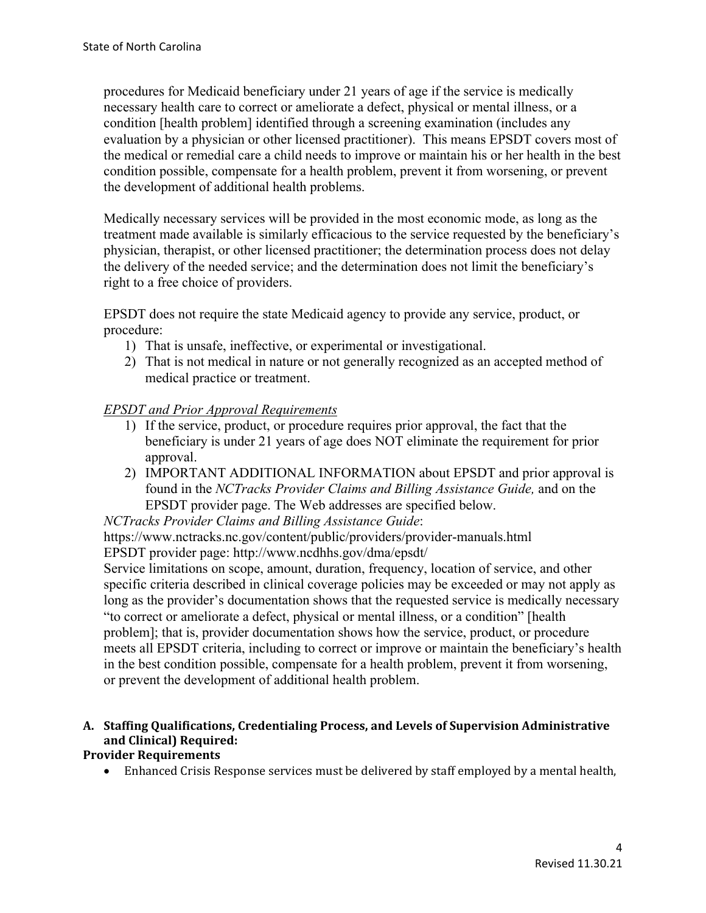procedures for Medicaid beneficiary under 21 years of age if the service is medically necessary health care to correct or ameliorate a defect, physical or mental illness, or a condition [health problem] identified through a screening examination (includes any evaluation by a physician or other licensed practitioner). This means EPSDT covers most of the medical or remedial care a child needs to improve or maintain his or her health in the best condition possible, compensate for a health problem, prevent it from worsening, or prevent the development of additional health problems.

Medically necessary services will be provided in the most economic mode, as long as the treatment made available is similarly efficacious to the service requested by the beneficiary's physician, therapist, or other licensed practitioner; the determination process does not delay the delivery of the needed service; and the determination does not limit the beneficiary's right to a free choice of providers.

EPSDT does not require the state Medicaid agency to provide any service, product, or procedure:

1) That is unsafe, ineffective, or experimental or investigational.
2) That is not medical in nature or not generally recognized as an accepted method of medical practice or treatment.

*EPSDT and Prior Approval Requirements*

1) If the service, product, or procedure requires prior approval, the fact that the beneficiary is under 21 years of age does NOT eliminate the requirement for prior approval.
2) IMPORTANT ADDITIONAL INFORMATION about EPSDT and prior approval is found in the *NCTracks Provider Claims and Billing Assistance Guide,* and on the EPSDT provider page. The Web addresses are specified below.

*NCTracks Provider Claims and Billing Assistance Guide*:
https://www.nctracks.nc.gov/content/public/providers/provider-manuals.html
EPSDT provider page: http://www.ncdhhs.gov/dma/epsdt/

Service limitations on scope, amount, duration, frequency, location of service, and other specific criteria described in clinical coverage policies may be exceeded or may not apply as long as the provider's documentation shows that the requested service is medically necessary "to correct or ameliorate a defect, physical or mental illness, or a condition" [health problem]; that is, provider documentation shows how the service, product, or procedure meets all EPSDT criteria, including to correct or improve or maintain the beneficiary's health in the best condition possible, compensate for a health problem, prevent it from worsening, or prevent the development of additional health problem.

**A. Staffing Qualifications, Credentialing Process, and Levels of Supervision Administrative and Clinical) Required:**

**Provider Requirements**

- Enhanced Crisis Response services must be delivered by staff employed by a mental health,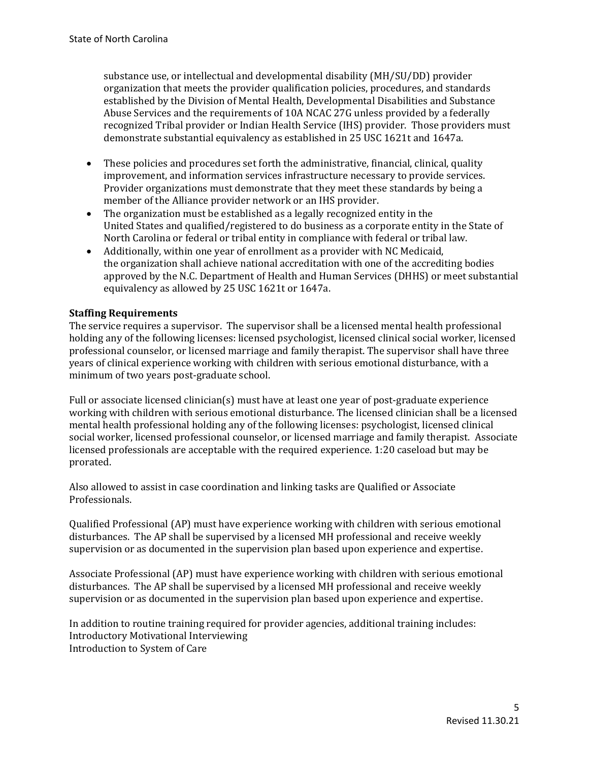substance use, or intellectual and developmental disability (MH/SU/DD) provider organization that meets the provider qualification policies, procedures, and standards established by the Division of Mental Health, Developmental Disabilities and Substance Abuse Services and the requirements of 10A NCAC 27G unless provided by a federally recognized Tribal provider or Indian Health Service (IHS) provider. Those providers must demonstrate substantial equivalency as established in 25 USC 1621t and 1647a.

- These policies and procedures set forth the administrative, financial, clinical, quality improvement, and information services infrastructure necessary to provide services. Provider organizations must demonstrate that they meet these standards by being a member of the Alliance provider network or an IHS provider.
- The organization must be established as a legally recognized entity in the United States and qualified/registered to do business as a corporate entity in the State of North Carolina or federal or tribal entity in compliance with federal or tribal law.
- Additionally, within one year of enrollment as a provider with NC Medicaid, the organization shall achieve national accreditation with one of the accrediting bodies approved by the N.C. Department of Health and Human Services (DHHS) or meet substantial equivalency as allowed by 25 USC 1621t or 1647a.

**Staffing Requirements**

The service requires a supervisor. The supervisor shall be a licensed mental health professional holding any of the following licenses: licensed psychologist, licensed clinical social worker, licensed professional counselor, or licensed marriage and family therapist. The supervisor shall have three years of clinical experience working with children with serious emotional disturbance, with a minimum of two years post-graduate school.

Full or associate licensed clinician(s) must have at least one year of post-graduate experience working with children with serious emotional disturbance. The licensed clinician shall be a licensed mental health professional holding any of the following licenses: psychologist, licensed clinical social worker, licensed professional counselor, or licensed marriage and family therapist. Associate licensed professionals are acceptable with the required experience. 1:20 caseload but may be prorated.

Also allowed to assist in case coordination and linking tasks are Qualified or Associate Professionals.

Qualified Professional (AP) must have experience working with children with serious emotional disturbances. The AP shall be supervised by a licensed MH professional and receive weekly supervision or as documented in the supervision plan based upon experience and expertise.

Associate Professional (AP) must have experience working with children with serious emotional disturbances. The AP shall be supervised by a licensed MH professional and receive weekly supervision or as documented in the supervision plan based upon experience and expertise.

In addition to routine training required for provider agencies, additional training includes:
Introductory Motivational Interviewing
Introduction to System of Care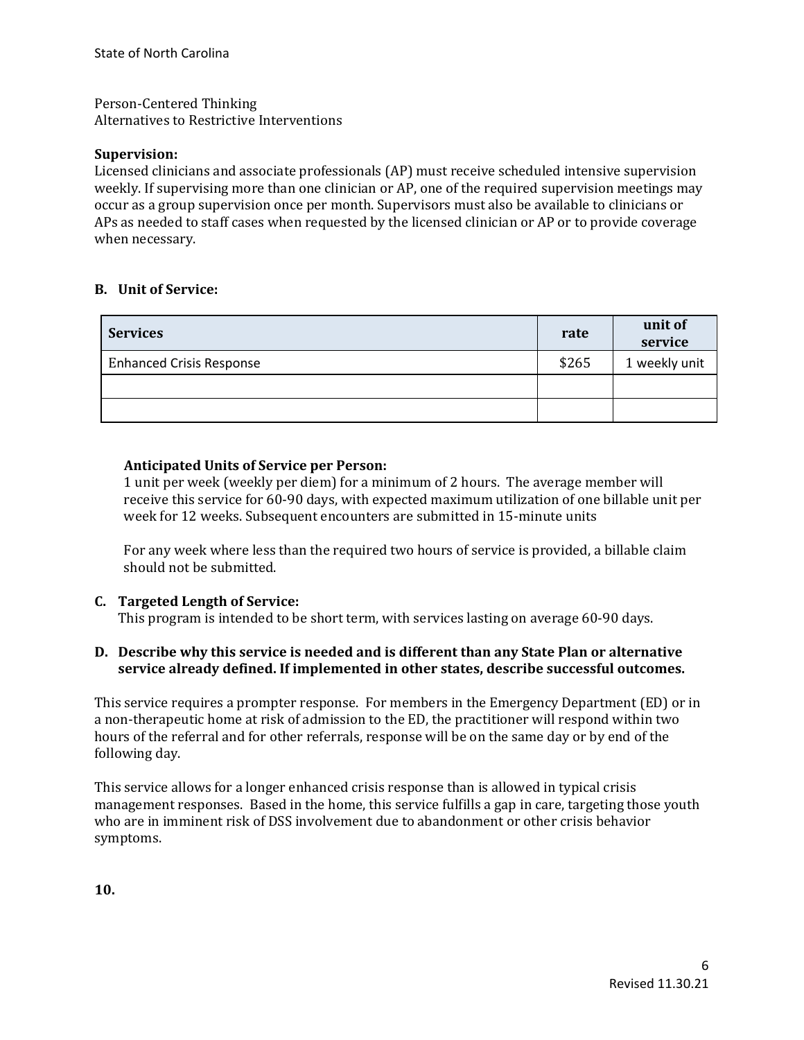Person-Centered Thinking
Alternatives to Restrictive Interventions

**Supervision:**
Licensed clinicians and associate professionals (AP) must receive scheduled intensive supervision weekly. If supervising more than one clinician or AP, one of the required supervision meetings may occur as a group supervision once per month. Supervisors must also be available to clinicians or APs as needed to staff cases when requested by the licensed clinician or AP or to provide coverage when necessary.

**B. Unit of Service:**

| Services | rate | unit of service |
|---|---|---|
| Enhanced Crisis Response | $265 | 1 weekly unit |
| | | |
| | | |

**Anticipated Units of Service per Person:**
1 unit per week (weekly per diem) for a minimum of 2 hours. The average member will receive this service for 60-90 days, with expected maximum utilization of one billable unit per week for 12 weeks. Subsequent encounters are submitted in 15-minute units

For any week where less than the required two hours of service is provided, a billable claim should not be submitted.

**C. Targeted Length of Service:**
This program is intended to be short term, with services lasting on average 60-90 days.

**D. Describe why this service is needed and is different than any State Plan or alternative service already defined. If implemented in other states, describe successful outcomes.**

This service requires a prompter response. For members in the Emergency Department (ED) or in a non-therapeutic home at risk of admission to the ED, the practitioner will respond within two hours of the referral and for other referrals, response will be on the same day or by end of the following day.

This service allows for a longer enhanced crisis response than is allowed in typical crisis management responses. Based in the home, this service fulfills a gap in care, targeting those youth who are in imminent risk of DSS involvement due to abandonment or other crisis behavior symptoms.

**10.**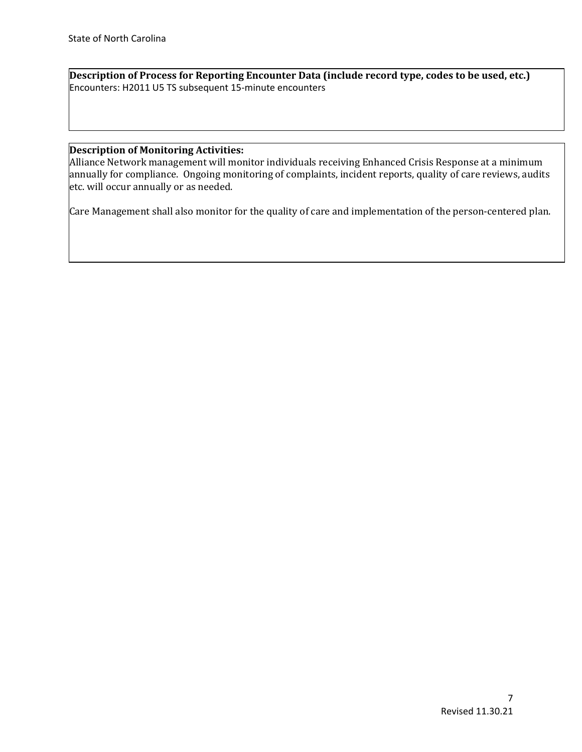**Description of Process for Reporting Encounter Data (include record type, codes to be used, etc.)**
Encounters: H2011 U5 TS subsequent 15-minute encounters

**Description of Monitoring Activities:**
Alliance Network management will monitor individuals receiving Enhanced Crisis Response at a minimum annually for compliance. Ongoing monitoring of complaints, incident reports, quality of care reviews, audits etc. will occur annually or as needed.

Care Management shall also monitor for the quality of care and implementation of the person-centered plan.